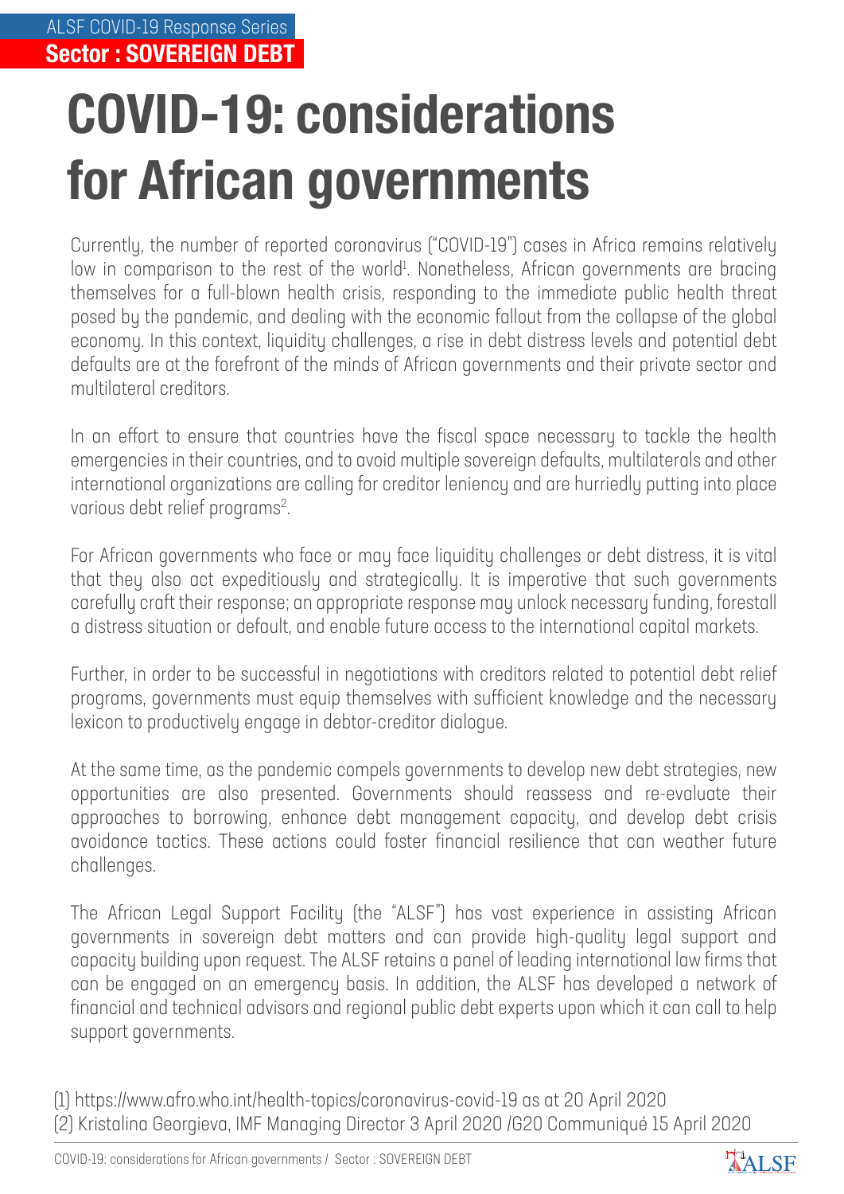ALSF COVID-19 Response Series

**Sector : SOVEREIGN DEBT**

# COVID-19: considerations for African governments

Currently, the number of reported coronavirus ("COVID-19") cases in Africa remains relatively low in comparison to the rest of the world[1]. Nonetheless, African governments are bracing themselves for a full-blown health crisis, responding to the immediate public health threat posed by the pandemic, and dealing with the economic fallout from the collapse of the global economy. In this context, liquidity challenges, a rise in debt distress levels and potential debt defaults are at the forefront of the minds of African governments and their private sector and multilateral creditors.

In an effort to ensure that countries have the fiscal space necessary to tackle the health emergencies in their countries, and to avoid multiple sovereign defaults, multilaterals and other international organizations are calling for creditor leniency and are hurriedly putting into place various debt relief programs[2].

For African governments who face or may face liquidity challenges or debt distress, it is vital that they also act expeditiously and strategically. It is imperative that such governments carefully craft their response; an appropriate response may unlock necessary funding, forestall a distress situation or default, and enable future access to the international capital markets.

Further, in order to be successful in negotiations with creditors related to potential debt relief programs, governments must equip themselves with sufficient knowledge and the necessary lexicon to productively engage in debtor-creditor dialogue.

At the same time, as the pandemic compels governments to develop new debt strategies, new opportunities are also presented. Governments should reassess and re-evaluate their approaches to borrowing, enhance debt management capacity, and develop debt crisis avoidance tactics. These actions could foster financial resilience that can weather future challenges.

The African Legal Support Facility (the "ALSF") has vast experience in assisting African governments in sovereign debt matters and can provide high-quality legal support and capacity building upon request. The ALSF retains a panel of leading international law firms that can be engaged on an emergency basis. In addition, the ALSF has developed a network of financial and technical advisors and regional public debt experts upon which it can call to help support governments.

(1) https://www.afro.who.int/health-topics/coronavirus-covid-19 as at 20 April 2020
(2) Kristalina Georgieva, IMF Managing Director 3 April 2020 /G20 Communiqué 15 April 2020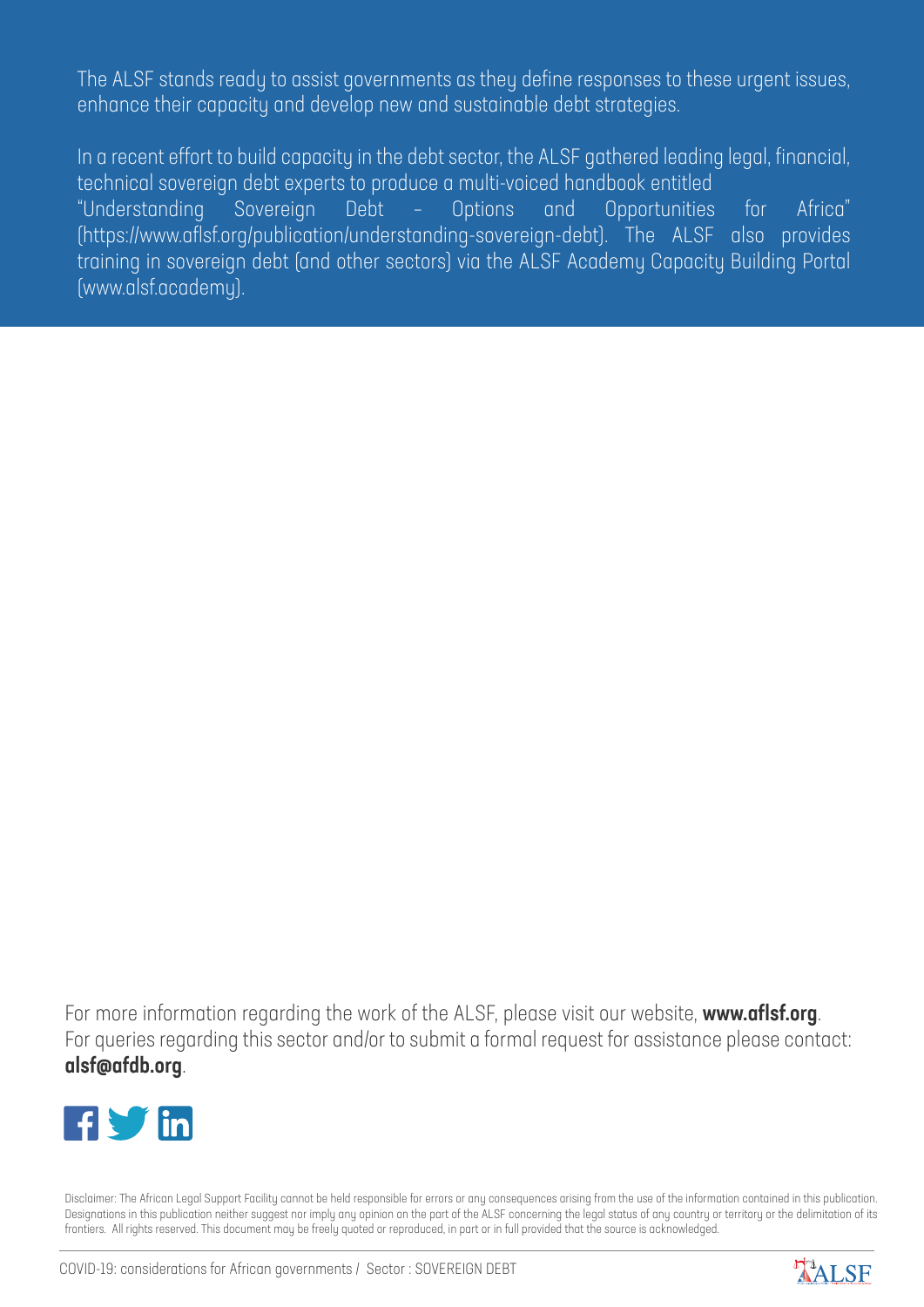The ALSF stands ready to assist governments as they define responses to these urgent issues, enhance their capacity and develop new and sustainable debt strategies.

In a recent effort to build capacity in the debt sector, the ALSF gathered leading legal, financial, technical sovereign debt experts to produce a multi-voiced handbook entitled "Understanding Sovereign Debt – Options and Opportunities for Africa" (https://www.aflsf.org/publication/understanding-sovereign-debt). The ALSF also provides training in sovereign debt (and other sectors) via the ALSF Academy Capacity Building Portal (www.alsf.academy).

For more information regarding the work of the ALSF, please visit our website, **www.aflsf.org**. For queries regarding this sector and/or to submit a formal request for assistance please contact: **alsf@afdb.org**.

Disclaimer: The African Legal Support Facility cannot be held responsible for errors or any consequences arising from the use of the information contained in this publication. Designations in this publication neither suggest nor imply any opinion on the part of the ALSF concerning the legal status of any country or territory or the delimitation of its frontiers. All rights reserved. This document may be freely quoted or reproduced, in part or in full provided that the source is acknowledged.